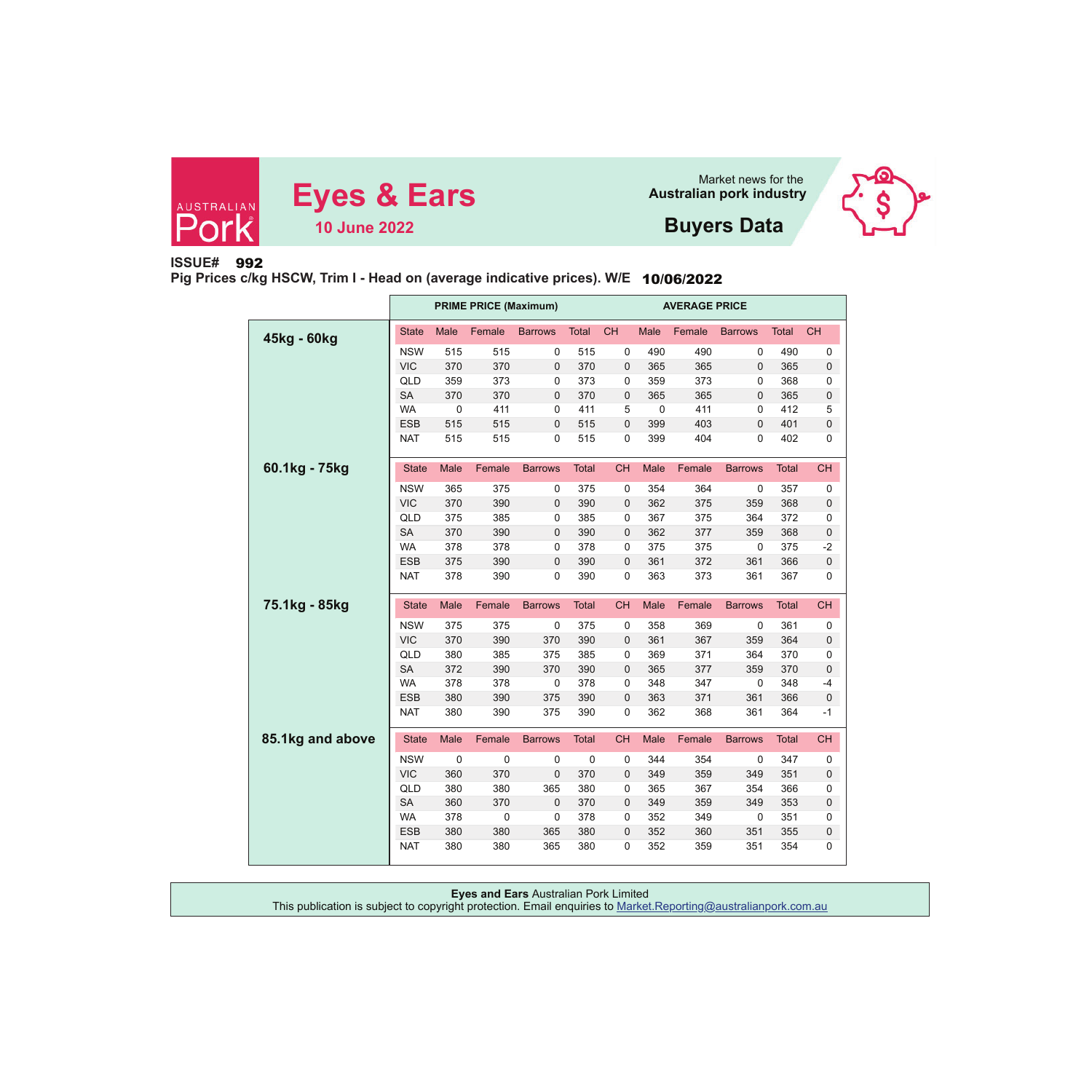AUSTRALIAN Pork

# Eyes & Ears

**10 June 2022**

Market news for the
**Australian pork industry**

## Buyers Data

**ISSUE# 992**

**Pig Prices c/kg HSCW, Trim I - Head on (average indicative prices). W/E 10/06/2022**

| Weight | State | PRIME PRICE (Maximum) Male | Female | Barrows | Total | CH | AVERAGE PRICE Male | Female | Barrows | Total | CH |
|---|---|---|---|---|---|---|---|---|---|---|---|
| **45kg - 60kg** | NSW | 515 | 515 | 0 | 515 | 0 | 490 | 490 | 0 | 490 | 0 |
| | VIC | 370 | 370 | 0 | 370 | 0 | 365 | 365 | 0 | 365 | 0 |
| | QLD | 359 | 373 | 0 | 373 | 0 | 359 | 373 | 0 | 368 | 0 |
| | SA | 370 | 370 | 0 | 370 | 0 | 365 | 365 | 0 | 365 | 0 |
| | WA | 0 | 411 | 0 | 411 | 5 | 0 | 411 | 0 | 412 | 5 |
| | ESB | 515 | 515 | 0 | 515 | 0 | 399 | 403 | 0 | 401 | 0 |
| | NAT | 515 | 515 | 0 | 515 | 0 | 399 | 404 | 0 | 402 | 0 |
| **60.1kg - 75kg** | NSW | 365 | 375 | 0 | 375 | 0 | 354 | 364 | 0 | 357 | 0 |
| | VIC | 370 | 390 | 0 | 390 | 0 | 362 | 375 | 359 | 368 | 0 |
| | QLD | 375 | 385 | 0 | 385 | 0 | 367 | 375 | 364 | 372 | 0 |
| | SA | 370 | 390 | 0 | 390 | 0 | 362 | 377 | 359 | 368 | 0 |
| | WA | 378 | 378 | 0 | 378 | 0 | 375 | 375 | 0 | 375 | -2 |
| | ESB | 375 | 390 | 0 | 390 | 0 | 361 | 372 | 361 | 366 | 0 |
| | NAT | 378 | 390 | 0 | 390 | 0 | 363 | 373 | 361 | 367 | 0 |
| **75.1kg - 85kg** | NSW | 375 | 375 | 0 | 375 | 0 | 358 | 369 | 0 | 361 | 0 |
| | VIC | 370 | 390 | 370 | 390 | 0 | 361 | 367 | 359 | 364 | 0 |
| | QLD | 380 | 385 | 375 | 385 | 0 | 369 | 371 | 364 | 370 | 0 |
| | SA | 372 | 390 | 370 | 390 | 0 | 365 | 377 | 359 | 370 | 0 |
| | WA | 378 | 378 | 0 | 378 | 0 | 348 | 347 | 0 | 348 | -4 |
| | ESB | 380 | 390 | 375 | 390 | 0 | 363 | 371 | 361 | 366 | 0 |
| | NAT | 380 | 390 | 375 | 390 | 0 | 362 | 368 | 361 | 364 | -1 |
| **85.1kg and above** | NSW | 0 | 0 | 0 | 0 | 0 | 344 | 354 | 0 | 347 | 0 |
| | VIC | 360 | 370 | 0 | 370 | 0 | 349 | 359 | 349 | 351 | 0 |
| | QLD | 380 | 380 | 365 | 380 | 0 | 365 | 367 | 354 | 366 | 0 |
| | SA | 360 | 370 | 0 | 370 | 0 | 349 | 359 | 349 | 353 | 0 |
| | WA | 378 | 0 | 0 | 378 | 0 | 352 | 349 | 0 | 351 | 0 |
| | ESB | 380 | 380 | 365 | 380 | 0 | 352 | 360 | 351 | 355 | 0 |
| | NAT | 380 | 380 | 365 | 380 | 0 | 352 | 359 | 351 | 354 | 0 |

**Eyes and Ears** Australian Pork Limited
This publication is subject to copyright protection. Email enquiries to Market.Reporting@australianpork.com.au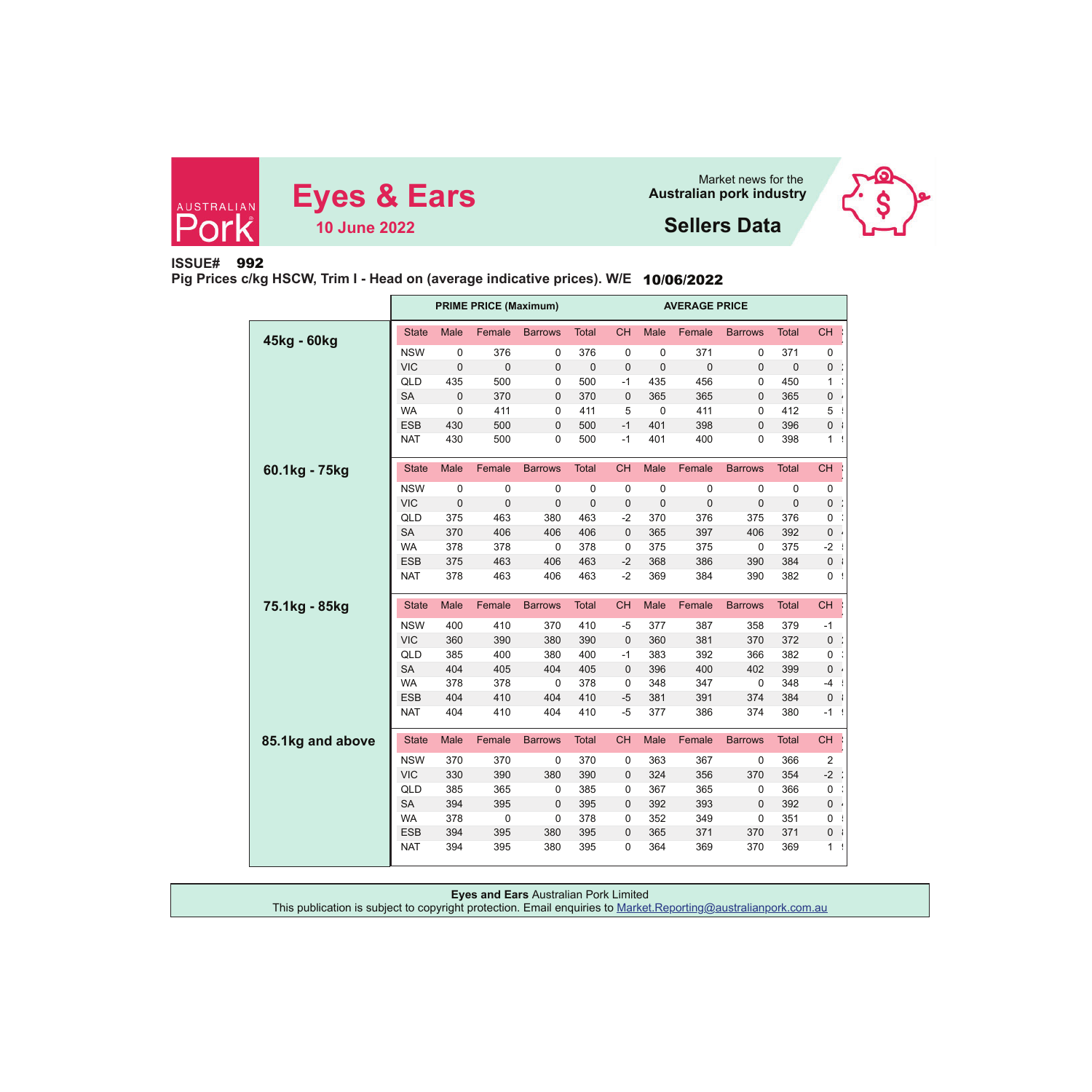# Eyes & Ears

**10 June 2022**

Market news for the
**Australian pork industry**

## Sellers Data

**ISSUE# 992**

**Pig Prices c/kg HSCW, Trim I - Head on (average indicative prices). W/E 10/06/2022**

| | | PRIME PRICE (Maximum) | | | | | AVERAGE PRICE | | | | |
|---|---|---|---|---|---|---|---|---|---|---|---|
| Weight | State | Male | Female | Barrows | Total | CH | Male | Female | Barrows | Total | CH |
| **45kg - 60kg** | NSW | 0 | 376 | 0 | 376 | 0 | 0 | 371 | 0 | 371 | 0 |
| | VIC | 0 | 0 | 0 | 0 | 0 | 0 | 0 | 0 | 0 | 0 |
| | QLD | 435 | 500 | 0 | 500 | -1 | 435 | 456 | 0 | 450 | 1 |
| | SA | 0 | 370 | 0 | 370 | 0 | 365 | 365 | 0 | 365 | 0 |
| | WA | 0 | 411 | 0 | 411 | 5 | 0 | 411 | 0 | 412 | 5 |
| | ESB | 430 | 500 | 0 | 500 | -1 | 401 | 398 | 0 | 396 | 0 |
| | NAT | 430 | 500 | 0 | 500 | -1 | 401 | 400 | 0 | 398 | 1 |
| **60.1kg - 75kg** | NSW | 0 | 0 | 0 | 0 | 0 | 0 | 0 | 0 | 0 | 0 |
| | VIC | 0 | 0 | 0 | 0 | 0 | 0 | 0 | 0 | 0 | 0 |
| | QLD | 375 | 463 | 380 | 463 | -2 | 370 | 376 | 375 | 376 | 0 |
| | SA | 370 | 406 | 406 | 406 | 0 | 365 | 397 | 406 | 392 | 0 |
| | WA | 378 | 378 | 0 | 378 | 0 | 375 | 375 | 0 | 375 | -2 |
| | ESB | 375 | 463 | 406 | 463 | -2 | 368 | 386 | 390 | 384 | 0 |
| | NAT | 378 | 463 | 406 | 463 | -2 | 369 | 384 | 390 | 382 | 0 |
| **75.1kg - 85kg** | NSW | 400 | 410 | 370 | 410 | -5 | 377 | 387 | 358 | 379 | -1 |
| | VIC | 360 | 390 | 380 | 390 | 0 | 360 | 381 | 370 | 372 | 0 |
| | QLD | 385 | 400 | 380 | 400 | -1 | 383 | 392 | 366 | 382 | 0 |
| | SA | 404 | 405 | 404 | 405 | 0 | 396 | 400 | 402 | 399 | 0 |
| | WA | 378 | 378 | 0 | 378 | 0 | 348 | 347 | 0 | 348 | -4 |
| | ESB | 404 | 410 | 404 | 410 | -5 | 381 | 391 | 374 | 384 | 0 |
| | NAT | 404 | 410 | 404 | 410 | -5 | 377 | 386 | 374 | 380 | -1 |
| **85.1kg and above** | NSW | 370 | 370 | 0 | 370 | 0 | 363 | 367 | 0 | 366 | 2 |
| | VIC | 330 | 390 | 380 | 390 | 0 | 324 | 356 | 370 | 354 | -2 |
| | QLD | 385 | 365 | 0 | 385 | 0 | 367 | 365 | 0 | 366 | 0 |
| | SA | 394 | 395 | 0 | 395 | 0 | 392 | 393 | 0 | 392 | 0 |
| | WA | 378 | 0 | 0 | 378 | 0 | 352 | 349 | 0 | 351 | 0 |
| | ESB | 394 | 395 | 380 | 395 | 0 | 365 | 371 | 370 | 371 | 0 |
| | NAT | 394 | 395 | 380 | 395 | 0 | 364 | 369 | 370 | 369 | 1 |

**Eyes and Ears** Australian Pork Limited
This publication is subject to copyright protection. Email enquiries to Market.Reporting@australianpork.com.au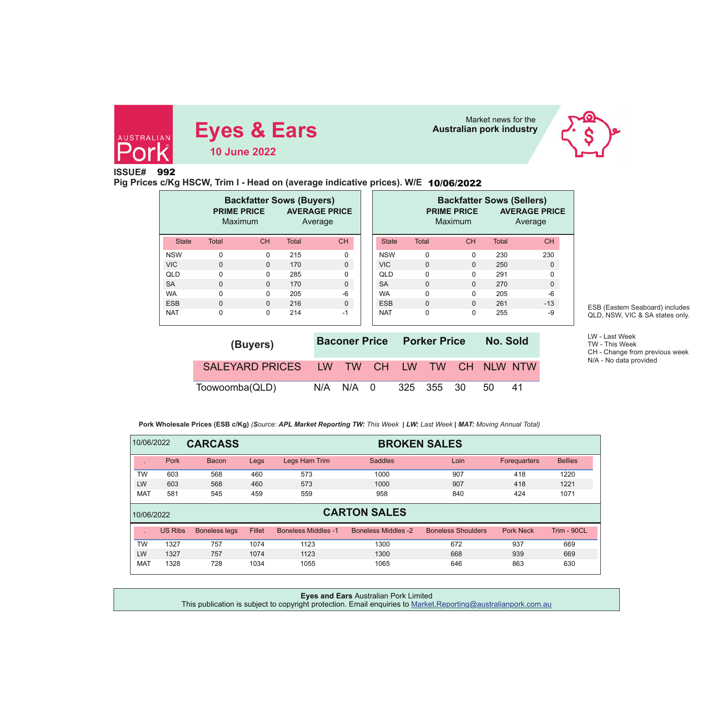# Eyes & Ears

**10 June 2022**

Market news for the
**Australian pork industry**

**ISSUE# 992**

**Pig Prices c/Kg HSCW, Trim I - Head on (average indicative prices). W/E 10/06/2022**

| Backfatter Sows (Buyers) | | | | |
|---|---|---|---|---|
| | PRIME PRICE Maximum | | AVERAGE PRICE Average | |
| State | Total | CH | Total | CH |
| NSW | 0 | 0 | 215 | 0 |
| VIC | 0 | 0 | 170 | 0 |
| QLD | 0 | 0 | 285 | 0 |
| SA | 0 | 0 | 170 | 0 |
| WA | 0 | 0 | 205 | -6 |
| ESB | 0 | 0 | 216 | 0 |
| NAT | 0 | 0 | 214 | -1 |

| Backfatter Sows (Sellers) | | | | |
|---|---|---|---|---|
| | PRIME PRICE Maximum | | AVERAGE PRICE Average | |
| State | Total | CH | Total | CH |
| NSW | 0 | 0 | 230 | 230 |
| VIC | 0 | 0 | 250 | 0 |
| QLD | 0 | 0 | 291 | 0 |
| SA | 0 | 0 | 270 | 0 |
| WA | 0 | 0 | 205 | -6 |
| ESB | 0 | 0 | 261 | -13 |
| NAT | 0 | 0 | 255 | -9 |

ESB (Eastern Seaboard) includes QLD, NSW, VIC & SA states only.

| (Buyers) | Baconer Price | | | Porker Price | | | No. Sold | |
|---|---|---|---|---|---|---|---|---|
| SALEYARD PRICES | LW | TW | CH | LW | TW | CH | NLW | NTW |
| Toowoomba(QLD) | N/A | N/A | 0 | 325 | 355 | 30 | 50 | 41 |

LW - Last Week
TW - This Week
CH - Change from previous week
N/A - No data provided

**Pork Wholesale Prices (ESB c/Kg)** *(Source: **APL Market Reporting TW:** This Week | **LW:** Last Week | **MAT:** Moving Annual Total)*

| 10/06/2022 | CARCASS | | BROKEN SALES | | | | | |
|---|---|---|---|---|---|---|---|---|
| . | Pork | Bacon | Legs | Legs Ham Trim | Saddles | Loin | Forequarters | Bellies |
| TW | 603 | 568 | 460 | 573 | 1000 | 907 | 418 | 1220 |
| LW | 603 | 568 | 460 | 573 | 1000 | 907 | 418 | 1221 |
| MAT | 581 | 545 | 459 | 559 | 958 | 840 | 424 | 1071 |

| 10/06/2022 | CARTON SALES | | | | | | | |
|---|---|---|---|---|---|---|---|---|
| . | US Ribs | Boneless legs | Fillet | Boneless Middles -1 | Boneless Middles -2 | Boneless Shoulders | Pork Neck | Trim - 90CL |
| TW | 1327 | 757 | 1074 | 1123 | 1300 | 672 | 937 | 669 |
| LW | 1327 | 757 | 1074 | 1123 | 1300 | 668 | 939 | 669 |
| MAT | 1328 | 728 | 1034 | 1055 | 1065 | 646 | 863 | 630 |

**Eyes and Ears** Australian Pork Limited
This publication is subject to copyright protection. Email enquiries to Market.Reporting@australianpork.com.au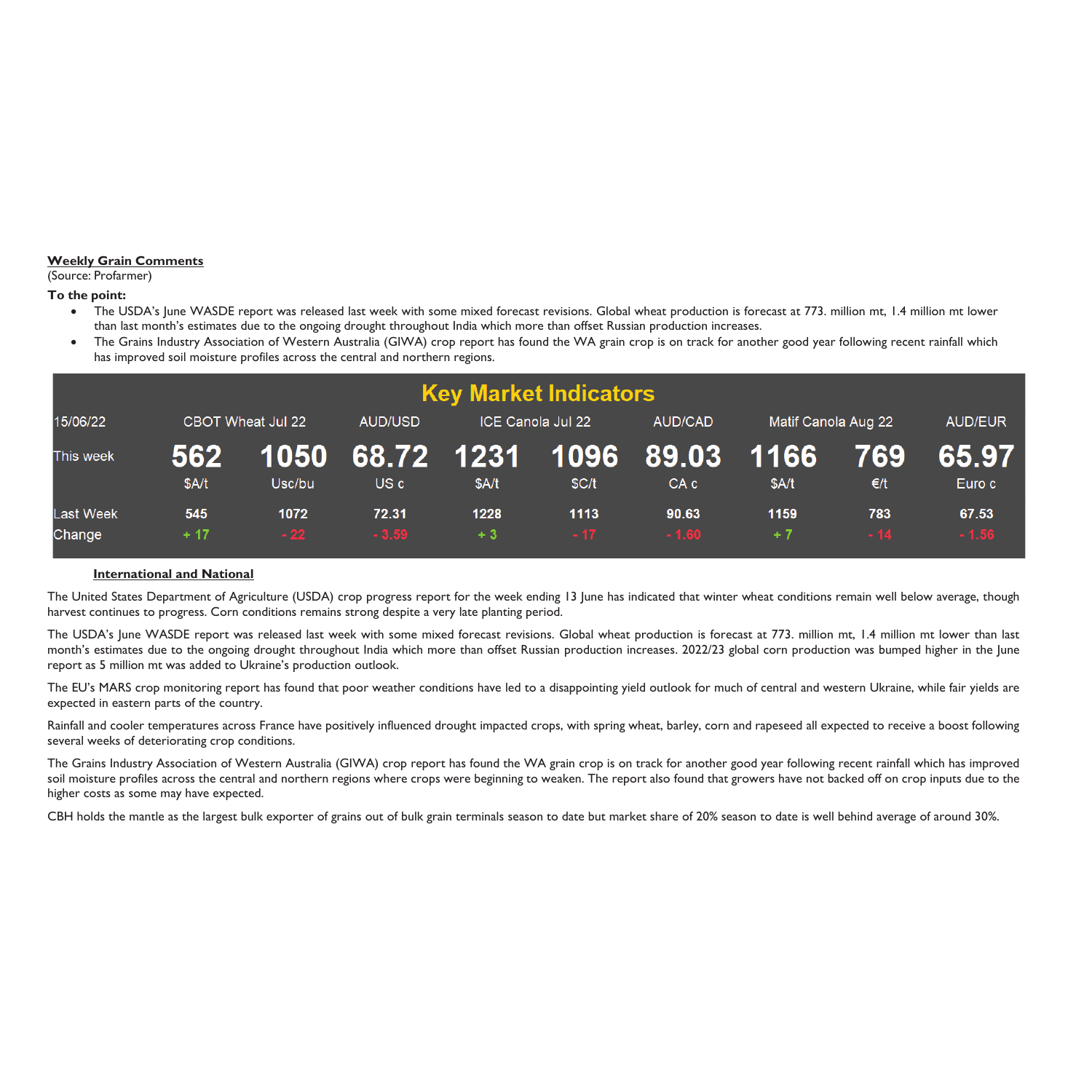## Weekly Grain Comments

(Source: Profarmer)

**To the point:**

- The USDA's June WASDE report was released last week with some mixed forecast revisions. Global wheat production is forecast at 773. million mt, 1.4 million mt lower than last month's estimates due to the ongoing drought throughout India which more than offset Russian production increases.
- The Grains Industry Association of Western Australia (GIWA) crop report has found the WA grain crop is on track for another good year following recent rainfall which has improved soil moisture profiles across the central and northern regions.

**Key Market Indicators**

| 15/06/22 | CBOT Wheat Jul 22 | | AUD/USD | ICE Canola Jul 22 | | AUD/CAD | Matif Canola Aug 22 | | AUD/EUR |
|---|---|---|---|---|---|---|---|---|---|
| This week | 562 | 1050 | 68.72 | 1231 | 1096 | 89.03 | 1166 | 769 | 65.97 |
| | $A/t | Usc/bu | US c | $A/t | $C/t | CA c | $A/t | €/t | Euro c |
| Last Week | 545 | 1072 | 72.31 | 1228 | 1113 | 90.63 | 1159 | 783 | 67.53 |
| Change | + 17 | - 22 | - 3.59 | + 3 | - 17 | - 1.60 | + 7 | - 14 | - 1.56 |

### International and National

The United States Department of Agriculture (USDA) crop progress report for the week ending 13 June has indicated that winter wheat conditions remain well below average, though harvest continues to progress. Corn conditions remains strong despite a very late planting period.

The USDA's June WASDE report was released last week with some mixed forecast revisions. Global wheat production is forecast at 773. million mt, 1.4 million mt lower than last month's estimates due to the ongoing drought throughout India which more than offset Russian production increases. 2022/23 global corn production was bumped higher in the June report as 5 million mt was added to Ukraine's production outlook.

The EU's MARS crop monitoring report has found that poor weather conditions have led to a disappointing yield outlook for much of central and western Ukraine, while fair yields are expected in eastern parts of the country.

Rainfall and cooler temperatures across France have positively influenced drought impacted crops, with spring wheat, barley, corn and rapeseed all expected to receive a boost following several weeks of deteriorating crop conditions.

The Grains Industry Association of Western Australia (GIWA) crop report has found the WA grain crop is on track for another good year following recent rainfall which has improved soil moisture profiles across the central and northern regions where crops were beginning to weaken. The report also found that growers have not backed off on crop inputs due to the higher costs as some may have expected.

CBH holds the mantle as the largest bulk exporter of grains out of bulk grain terminals season to date but market share of 20% season to date is well behind average of around 30%.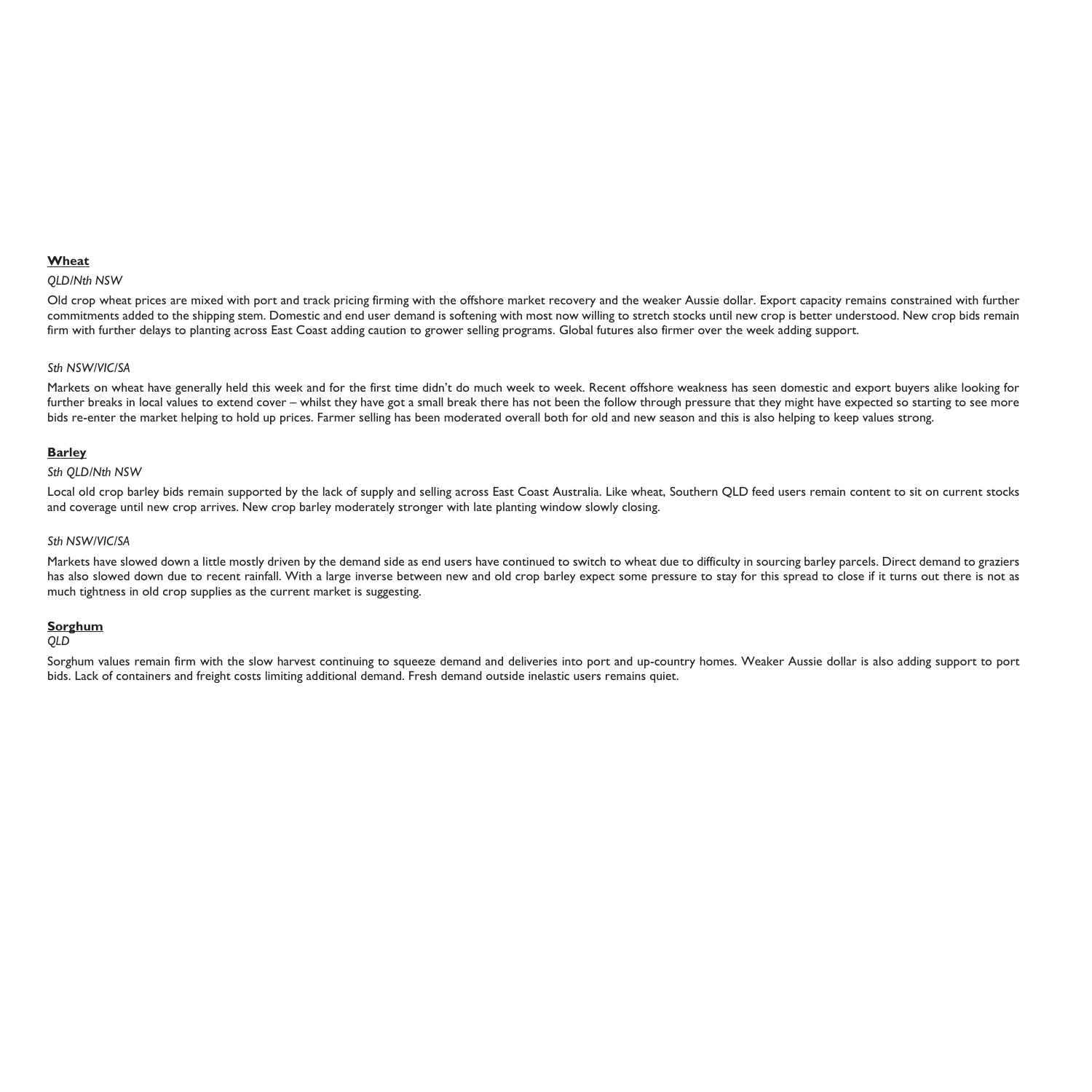**Wheat**

*QLD/Nth NSW*

Old crop wheat prices are mixed with port and track pricing firming with the offshore market recovery and the weaker Aussie dollar. Export capacity remains constrained with further commitments added to the shipping stem. Domestic and end user demand is softening with most now willing to stretch stocks until new crop is better understood. New crop bids remain firm with further delays to planting across East Coast adding caution to grower selling programs. Global futures also firmer over the week adding support.

*Sth NSW/VIC/SA*

Markets on wheat have generally held this week and for the first time didn't do much week to week. Recent offshore weakness has seen domestic and export buyers alike looking for further breaks in local values to extend cover – whilst they have got a small break there has not been the follow through pressure that they might have expected so starting to see more bids re-enter the market helping to hold up prices. Farmer selling has been moderated overall both for old and new season and this is also helping to keep values strong.

**Barley**

*Sth QLD/Nth NSW*

Local old crop barley bids remain supported by the lack of supply and selling across East Coast Australia. Like wheat, Southern QLD feed users remain content to sit on current stocks and coverage until new crop arrives. New crop barley moderately stronger with late planting window slowly closing.

*Sth NSW/VIC/SA*

Markets have slowed down a little mostly driven by the demand side as end users have continued to switch to wheat due to difficulty in sourcing barley parcels. Direct demand to graziers has also slowed down due to recent rainfall. With a large inverse between new and old crop barley expect some pressure to stay for this spread to close if it turns out there is not as much tightness in old crop supplies as the current market is suggesting.

**Sorghum**

*QLD*

Sorghum values remain firm with the slow harvest continuing to squeeze demand and deliveries into port and up-country homes. Weaker Aussie dollar is also adding support to port bids. Lack of containers and freight costs limiting additional demand. Fresh demand outside inelastic users remains quiet.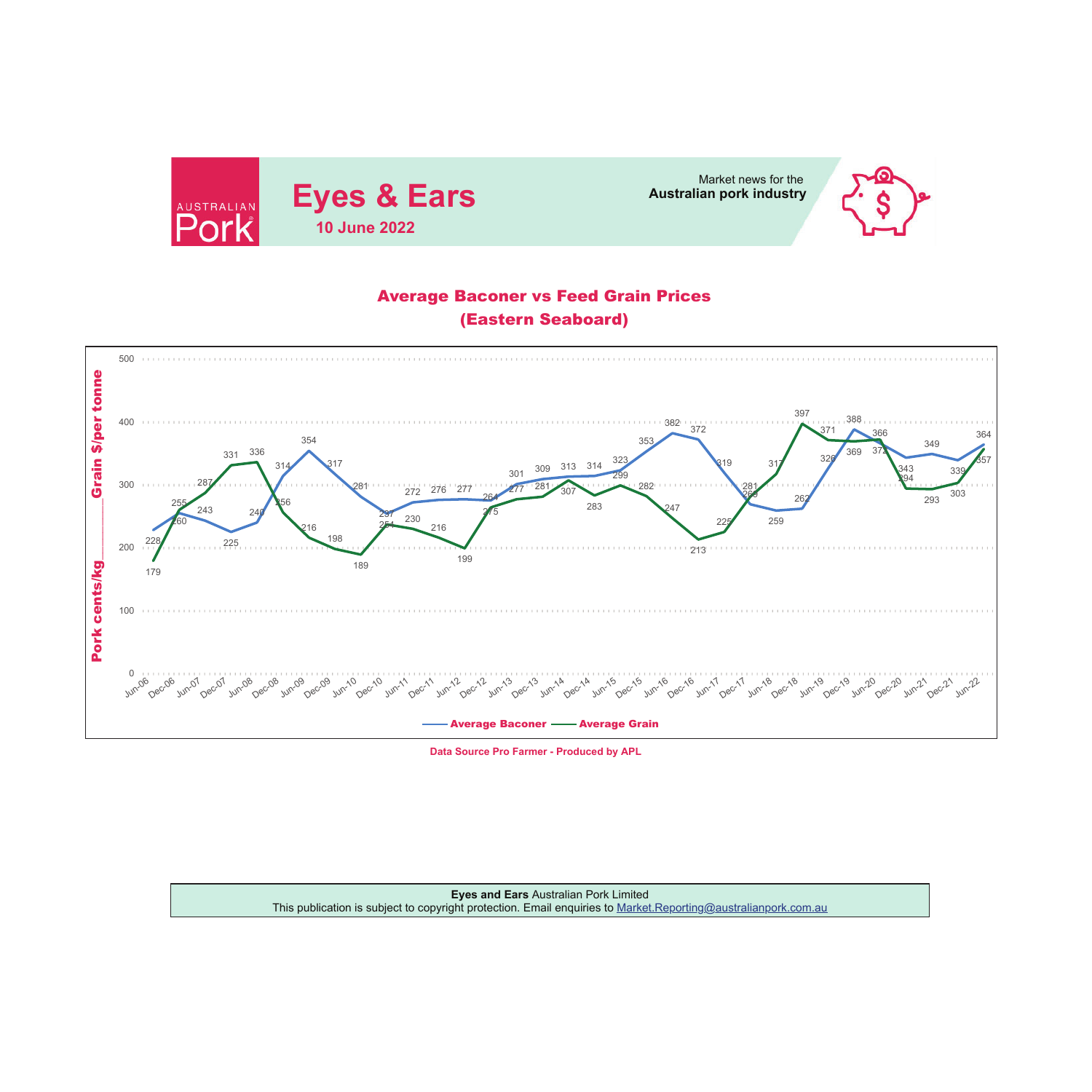## Average Baconer vs Feed Grain Prices (Eastern Seaboard)

Pork cents/kg ____ Grain $/per tonne

| Period | Average Baconer | Average Grain |
| --- | --- | --- |
| Jun-06 | 228 | 179 |
| Dec-06 | 255 | 260 |
| Jun-07 | 243 | 287 |
| Dec-07 | 225 | 331 |
| Jun-08 | 240 | 336 |
| Dec-08 | 314 | 256 |
| Jun-09 | 354 | 216 |
| Dec-09 | 317 | 198 |
| Jun-10 | 281 | 189 |
| Dec-10 | 254 | 237 |
| Jun-11 | 272 | 230 |
| Dec-11 | 276 | 216 |
| Jun-12 | 277 | 199 |
| Dec-12 | 275 | 264 |
| Jun-13 | 301 | 277 |
| Dec-13 | 309 | 281 |
| Jun-14 | 313 | 307 |
| Dec-14 | 314 | 283 |
| Jun-15 | 323 | 299 |
| Dec-15 | 353 | 282 |
| Jun-16 | 382 | 247 |
| Dec-16 | 372 | 213 |
| Jun-17 | 319 | 225 |
| Dec-17 | 269 | 281 |
| Jun-18 | 259 | 317 |
| Dec-18 | 262 | 397 |
| Jun-19 | 326 | 371 |
| Dec-19 | 388 | 369 |
| Jun-20 | 366 | 372 |
| Dec-20 | 343 | 294 |
| Jun-21 | 349 | 293 |
| Dec-21 | 339 | 303 |
| Jun-22 | 364 | 357 |

Data Source Pro Farmer - Produced by APL

**Eyes and Ears** Australian Pork Limited
This publication is subject to copyright protection. Email enquiries to Market.Reporting@australianpork.com.au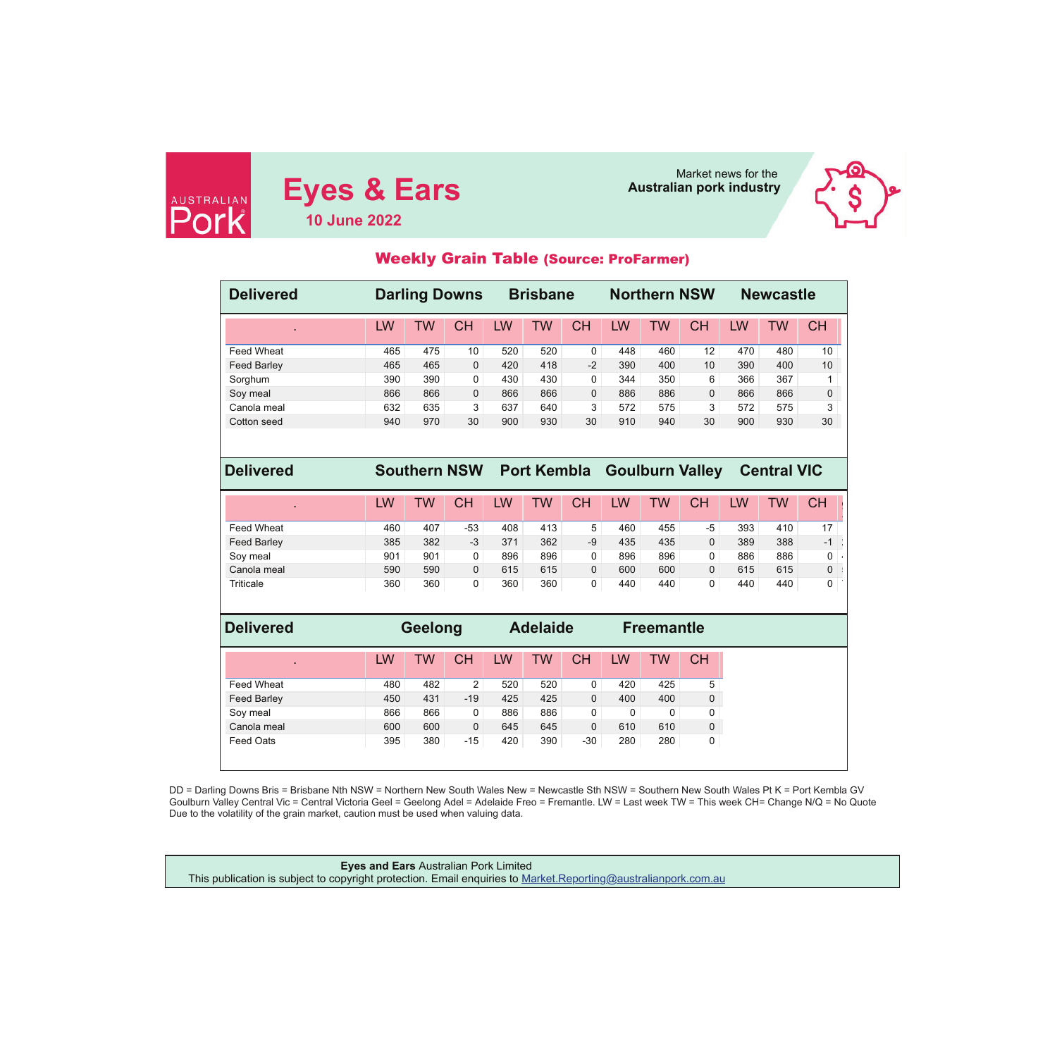AUSTRALIAN Pork

# Eyes & Ears

**10 June 2022**

Market news for the **Australian pork industry**

## Weekly Grain Table (Source: ProFarmer)

| Delivered | Darling Downs | | | Brisbane | | | Northern NSW | | | Newcastle | | |
|---|---|---|---|---|---|---|---|---|---|---|---|---|
| . | LW | TW | CH | LW | TW | CH | LW | TW | CH | LW | TW | CH |
| Feed Wheat | 465 | 475 | 10 | 520 | 520 | 0 | 448 | 460 | 12 | 470 | 480 | 10 |
| Feed Barley | 465 | 465 | 0 | 420 | 418 | -2 | 390 | 400 | 10 | 390 | 400 | 10 |
| Sorghum | 390 | 390 | 0 | 430 | 430 | 0 | 344 | 350 | 6 | 366 | 367 | 1 |
| Soy meal | 866 | 866 | 0 | 866 | 866 | 0 | 886 | 886 | 0 | 866 | 866 | 0 |
| Canola meal | 632 | 635 | 3 | 637 | 640 | 3 | 572 | 575 | 3 | 572 | 575 | 3 |
| Cotton seed | 940 | 970 | 30 | 900 | 930 | 30 | 910 | 940 | 30 | 900 | 930 | 30 |

| Delivered | Southern NSW | | | Port Kembla | | | Goulburn Valley | | | Central VIC | | |
|---|---|---|---|---|---|---|---|---|---|---|---|---|
| . | LW | TW | CH | LW | TW | CH | LW | TW | CH | LW | TW | CH |
| Feed Wheat | 460 | 407 | -53 | 408 | 413 | 5 | 460 | 455 | -5 | 393 | 410 | 17 |
| Feed Barley | 385 | 382 | -3 | 371 | 362 | -9 | 435 | 435 | 0 | 389 | 388 | -1 |
| Soy meal | 901 | 901 | 0 | 896 | 896 | 0 | 896 | 896 | 0 | 886 | 886 | 0 |
| Canola meal | 590 | 590 | 0 | 615 | 615 | 0 | 600 | 600 | 0 | 615 | 615 | 0 |
| Triticale | 360 | 360 | 0 | 360 | 360 | 0 | 440 | 440 | 0 | 440 | 440 | 0 |

| Delivered | Geelong | | | Adelaide | | | Freemantle | | |
|---|---|---|---|---|---|---|---|---|---|
| . | LW | TW | CH | LW | TW | CH | LW | TW | CH |
| Feed Wheat | 480 | 482 | 2 | 520 | 520 | 0 | 420 | 425 | 5 |
| Feed Barley | 450 | 431 | -19 | 425 | 425 | 0 | 400 | 400 | 0 |
| Soy meal | 866 | 866 | 0 | 886 | 886 | 0 | 0 | 0 | 0 |
| Canola meal | 600 | 600 | 0 | 645 | 645 | 0 | 610 | 610 | 0 |
| Feed Oats | 395 | 380 | -15 | 420 | 390 | -30 | 280 | 280 | 0 |

DD = Darling Downs Bris = Brisbane Nth NSW = Northern New South Wales New = Newcastle Sth NSW = Southern New South Wales Pt K = Port Kembla GV Goulburn Valley Central Vic = Central Victoria Geel = Geelong Adel = Adelaide Freo = Fremantle. LW = Last week TW = This week CH= Change N/Q = No Quote
Due to the volatility of the grain market, caution must be used when valuing data.

**Eyes and Ears** Australian Pork Limited
This publication is subject to copyright protection. Email enquiries to Market.Reporting@australianpork.com.au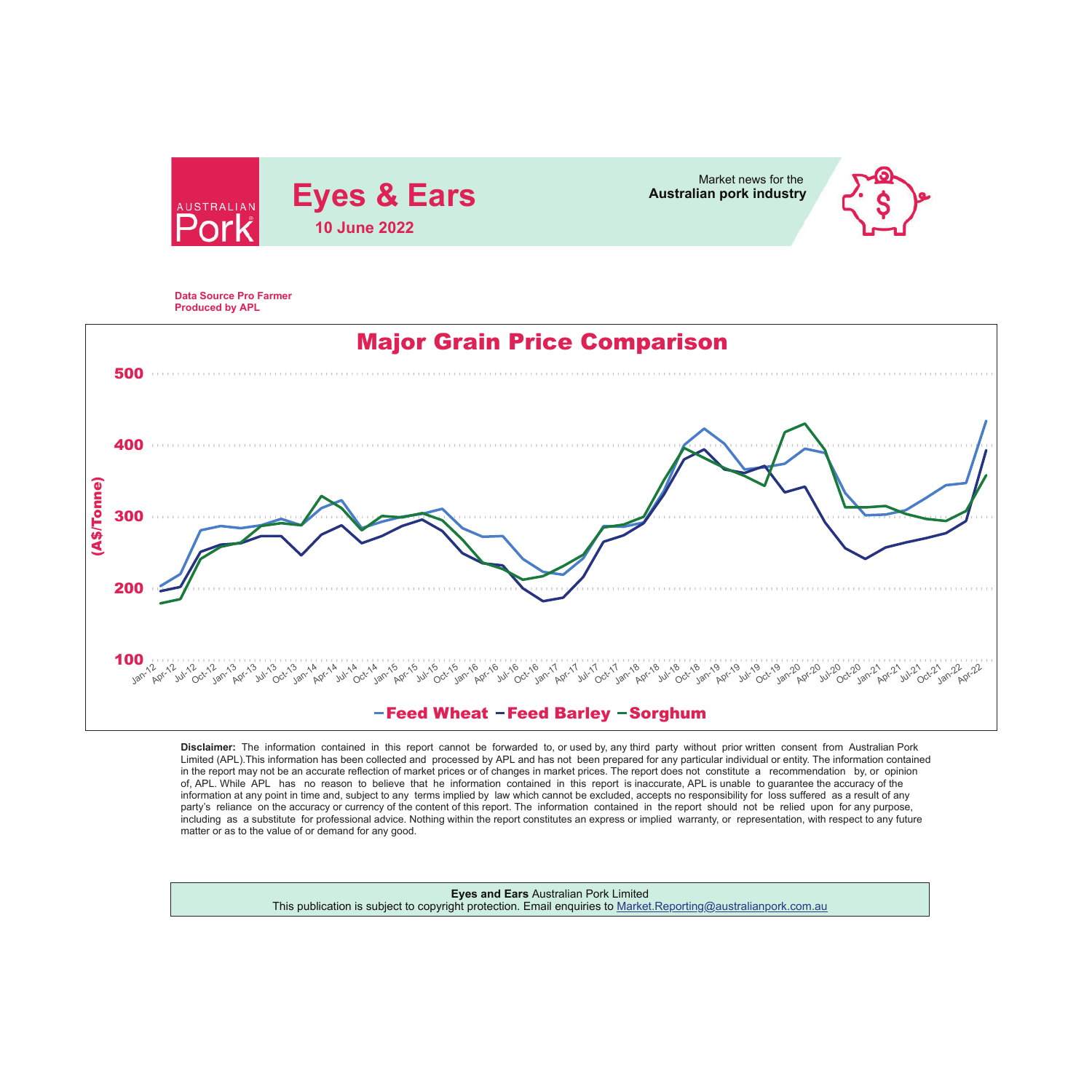Eyes & Ears

10 June 2022

Market news for the **Australian pork industry**

**Data Source Pro Farmer**
**Produced by APL**

## Major Grain Price Comparison

(A$/Tonne)

500
400
300
200
100

Jan-12 Apr-12 Jul-12 Oct-12 Jan-13 Apr-13 Jul-13 Oct-13 Jan-14 Apr-14 Jul-14 Oct-14 Jan-15 Apr-15 Jul-15 Oct-15 Jan-16 Apr-16 Jul-16 Oct-16 Jan-17 Apr-17 Jul-17 Oct-17 Jan-18 Apr-18 Jul-18 Oct-18 Jan-19 Apr-19 Jul-19 Oct-19 Jan-20 Apr-20 Jul-20 Oct-20 Jan-21 Apr-21 Jul-21 Oct-21 Jan-22 Apr-22

Feed Wheat – Feed Barley – Sorghum

**Disclaimer:** The information contained in this report cannot be forwarded to, or used by, any third party without prior written consent from Australian Pork Limited (APL).This information has been collected and processed by APL and has not been prepared for any particular individual or entity. The information contained in the report may not be an accurate reflection of market prices or of changes in market prices. The report does not constitute a recommendation by, or opinion of, APL. While APL has no reason to believe that he information contained in this report is inaccurate, APL is unable to guarantee the accuracy of the information at any point in time and, subject to any terms implied by law which cannot be excluded, accepts no responsibility for loss suffered as a result of any party's reliance on the accuracy or currency of the content of this report. The information contained in the report should not be relied upon for any purpose, including as a substitute for professional advice. Nothing within the report constitutes an express or implied warranty, or representation, with respect to any future matter or as to the value of or demand for any good.

**Eyes and Ears** Australian Pork Limited
This publication is subject to copyright protection. Email enquiries to Market.Reporting@australianpork.com.au